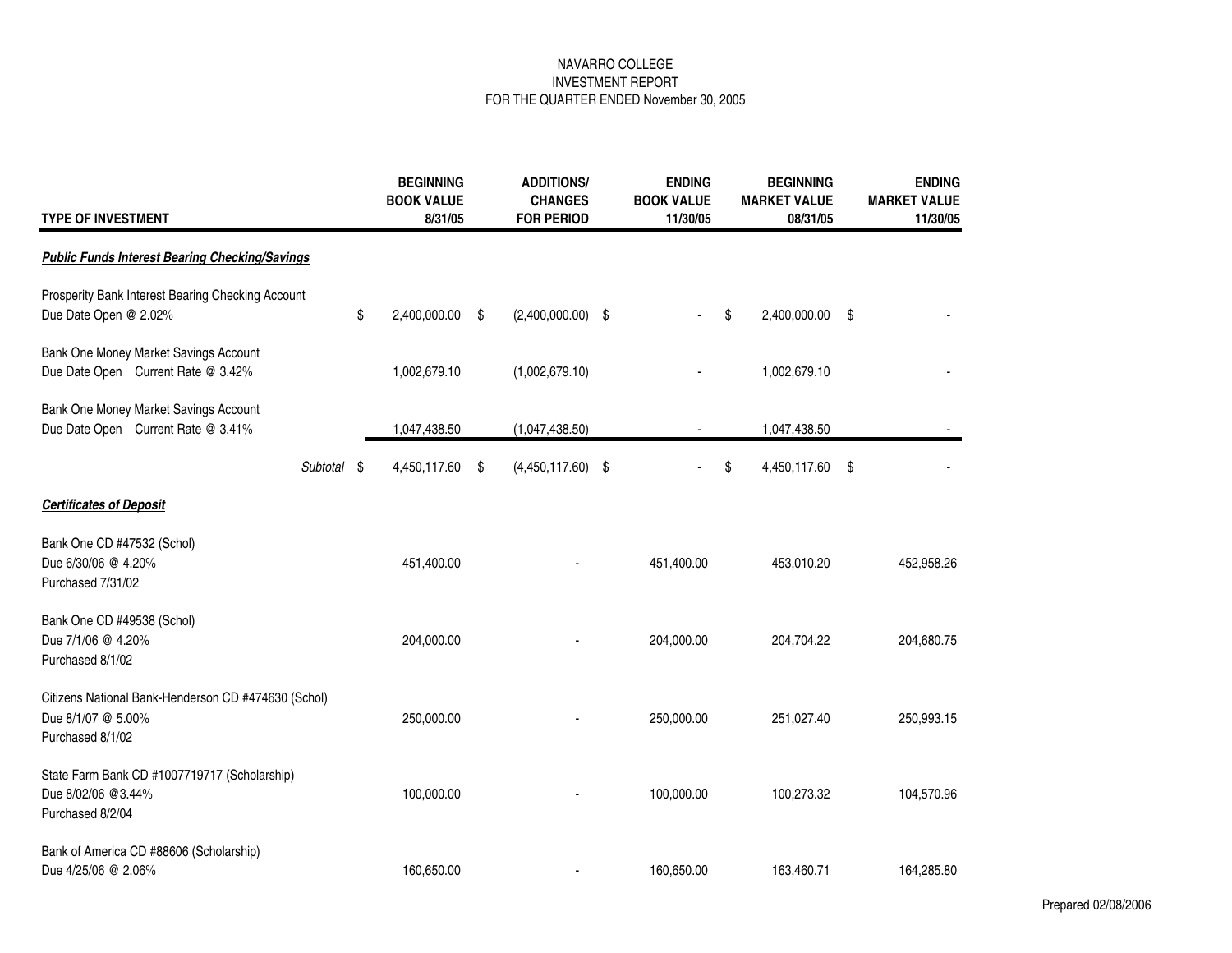NAVARRO COLLEGE
INVESTMENT REPORT
FOR THE QUARTER ENDED November 30, 2005

| TYPE OF INVESTMENT | BEGINNING BOOK VALUE 8/31/05 | ADDITIONS/ CHANGES FOR PERIOD | ENDING BOOK VALUE 11/30/05 | BEGINNING MARKET VALUE 08/31/05 | ENDING MARKET VALUE 11/30/05 |
|---|---|---|---|---|---|
| ***Public Funds Interest Bearing Checking/Savings*** | | | | | |
| Prosperity Bank Interest Bearing Checking Account<br>Due Date Open @ 2.02% | $ 2,400,000.00 | $ (2,400,000.00) | $ - | $ 2,400,000.00 | $ - |
| Bank One Money Market Savings Account<br>Due Date Open Current Rate @ 3.42% | 1,002,679.10 | (1,002,679.10) | - | 1,002,679.10 | - |
| Bank One Money Market Savings Account<br>Due Date Open Current Rate @ 3.41% | 1,047,438.50 | (1,047,438.50) | - | 1,047,438.50 | - |
| *Subtotal* | $ 4,450,117.60 | $ (4,450,117.60) | $ - | $ 4,450,117.60 | $ - |
| ***Certificates of Deposit*** | | | | | |
| Bank One CD #47532 (Schol)<br>Due 6/30/06 @ 4.20%<br>Purchased 7/31/02 | 451,400.00 | - | 451,400.00 | 453,010.20 | 452,958.26 |
| Bank One CD #49538 (Schol)<br>Due 7/1/06 @ 4.20%<br>Purchased 8/1/02 | 204,000.00 | - | 204,000.00 | 204,704.22 | 204,680.75 |
| Citizens National Bank-Henderson CD #474630 (Schol)<br>Due 8/1/07 @ 5.00%<br>Purchased 8/1/02 | 250,000.00 | - | 250,000.00 | 251,027.40 | 250,993.15 |
| State Farm Bank CD #1007719717 (Scholarship)<br>Due 8/02/06 @3.44%<br>Purchased 8/2/04 | 100,000.00 | - | 100,000.00 | 100,273.32 | 104,570.96 |
| Bank of America CD #88606 (Scholarship)<br>Due 4/25/06 @ 2.06% | 160,650.00 | - | 160,650.00 | 163,460.71 | 164,285.80 |

Prepared 02/08/2006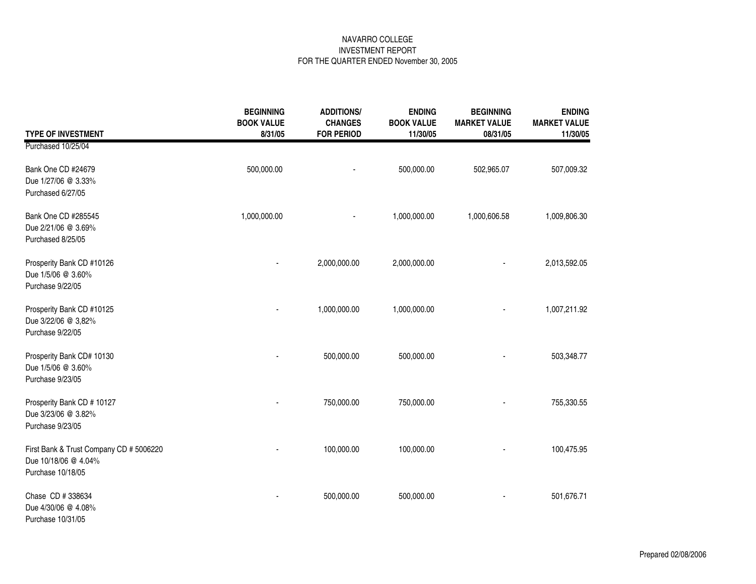NAVARRO COLLEGE
INVESTMENT REPORT
FOR THE QUARTER ENDED November 30, 2005

| TYPE OF INVESTMENT | BEGINNING BOOK VALUE 8/31/05 | ADDITIONS/ CHANGES FOR PERIOD | ENDING BOOK VALUE 11/30/05 | BEGINNING MARKET VALUE 08/31/05 | ENDING MARKET VALUE 11/30/05 |
|---|---|---|---|---|---|
| Purchased 10/25/04 | | | | | |
| Bank One CD #24679<br>Due 1/27/06 @ 3.33%<br>Purchased 6/27/05 | 500,000.00 | - | 500,000.00 | 502,965.07 | 507,009.32 |
| Bank One CD #285545<br>Due 2/21/06 @ 3.69%<br>Purchased 8/25/05 | 1,000,000.00 | - | 1,000,000.00 | 1,000,606.58 | 1,009,806.30 |
| Prosperity Bank CD #10126<br>Due 1/5/06 @ 3.60%<br>Purchase 9/22/05 | - | 2,000,000.00 | 2,000,000.00 | - | 2,013,592.05 |
| Prosperity Bank CD #10125<br>Due 3/22/06 @ 3,82%<br>Purchase 9/22/05 | - | 1,000,000.00 | 1,000,000.00 | - | 1,007,211.92 |
| Prosperity Bank CD# 10130<br>Due 1/5/06 @ 3.60%<br>Purchase 9/23/05 | - | 500,000.00 | 500,000.00 | - | 503,348.77 |
| Prosperity Bank CD # 10127<br>Due 3/23/06 @ 3.82%<br>Purchase 9/23/05 | - | 750,000.00 | 750,000.00 | - | 755,330.55 |
| First Bank & Trust Company CD # 5006220<br>Due 10/18/06 @ 4.04%<br>Purchase 10/18/05 | - | 100,000.00 | 100,000.00 | - | 100,475.95 |
| Chase CD # 338634<br>Due 4/30/06 @ 4.08%<br>Purchase 10/31/05 | - | 500,000.00 | 500,000.00 | - | 501,676.71 |

Prepared 02/08/2006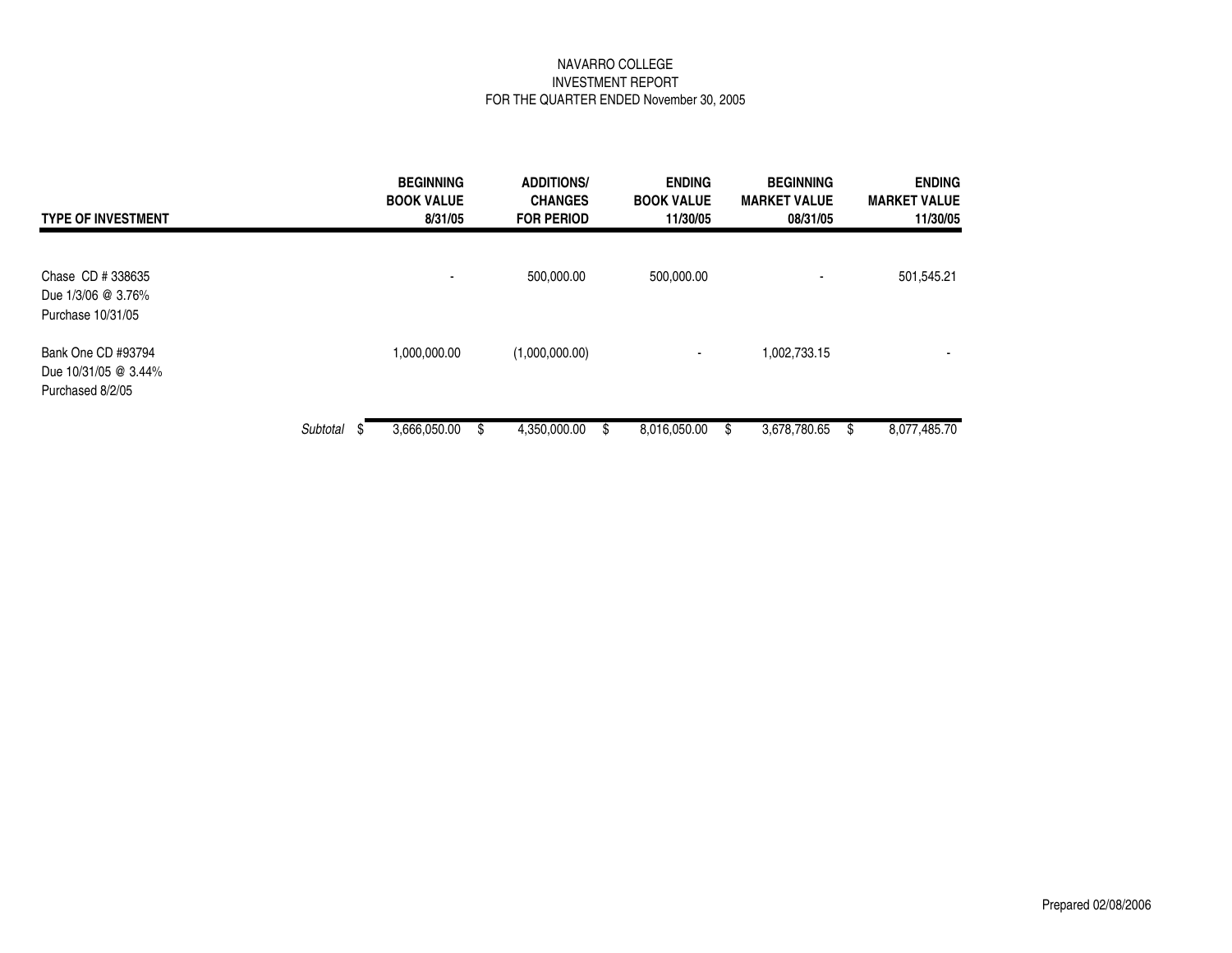NAVARRO COLLEGE
INVESTMENT REPORT
FOR THE QUARTER ENDED November 30, 2005

| TYPE OF INVESTMENT | | BEGINNING BOOK VALUE 8/31/05 | ADDITIONS/ CHANGES FOR PERIOD | ENDING BOOK VALUE 11/30/05 | BEGINNING MARKET VALUE 08/31/05 | ENDING MARKET VALUE 11/30/05 |
|---|---|---|---|---|---|---|
| Chase CD # 338635<br>Due 1/3/06 @ 3.76%<br>Purchase 10/31/05 | | - | 500,000.00 | 500,000.00 | - | 501,545.21 |
| Bank One CD #93794<br>Due 10/31/05 @ 3.44%<br>Purchased 8/2/05 | | 1,000,000.00 | (1,000,000.00) | - | 1,002,733.15 | - |
| | *Subtotal* | $ 3,666,050.00 | $ 4,350,000.00 | $ 8,016,050.00 | $ 3,678,780.65 | $ 8,077,485.70 |

Prepared 02/08/2006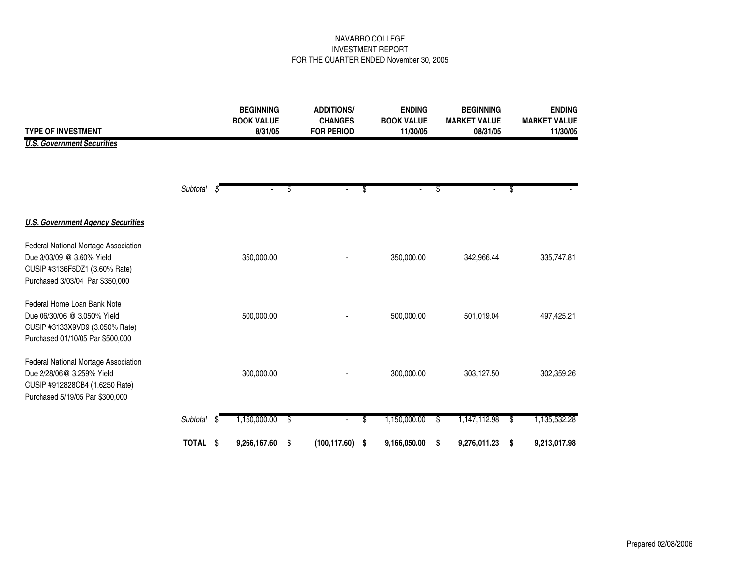NAVARRO COLLEGE
INVESTMENT REPORT
FOR THE QUARTER ENDED November 30, 2005

| TYPE OF INVESTMENT | | BEGINNING BOOK VALUE 8/31/05 | ADDITIONS/ CHANGES FOR PERIOD | ENDING BOOK VALUE 11/30/05 | BEGINNING MARKET VALUE 08/31/05 | ENDING MARKET VALUE 11/30/05 |
|---|---|---|---|---|---|---|
| ***U.S. Government Securities*** | | | | | | |
| | *Subtotal* | $ - | $ - | $ - | $ - | $ - |
| ***U.S. Government Agency Securities*** | | | | | | |
| Federal National Mortage Association<br>Due 3/03/09 @ 3.60% Yield<br>CUSIP #3136F5DZ1 (3.60% Rate)<br>Purchased 3/03/04 Par $350,000 | | 350,000.00 | - | 350,000.00 | 342,966.44 | 335,747.81 |
| Federal Home Loan Bank Note<br>Due 06/30/06 @ 3.050% Yield<br>CUSIP #3133X9VD9 (3.050% Rate)<br>Purchased 01/10/05 Par $500,000 | | 500,000.00 | - | 500,000.00 | 501,019.04 | 497,425.21 |
| Federal National Mortage Association<br>Due 2/28/06@ 3.259% Yield<br>CUSIP #912828CB4 (1.6250 Rate)<br>Purchased 5/19/05 Par $300,000 | | 300,000.00 | - | 300,000.00 | 303,127.50 | 302,359.26 |
| | *Subtotal* | $ 1,150,000.00 | $ - | $ 1,150,000.00 | $ 1,147,112.98 | $ 1,135,532.28 |
| | **TOTAL** | $ **9,266,167.60** | **$ (100,117.60)** | **$ 9,166,050.00** | **$ 9,276,011.23** | **$ 9,213,017.98** |

Prepared 02/08/2006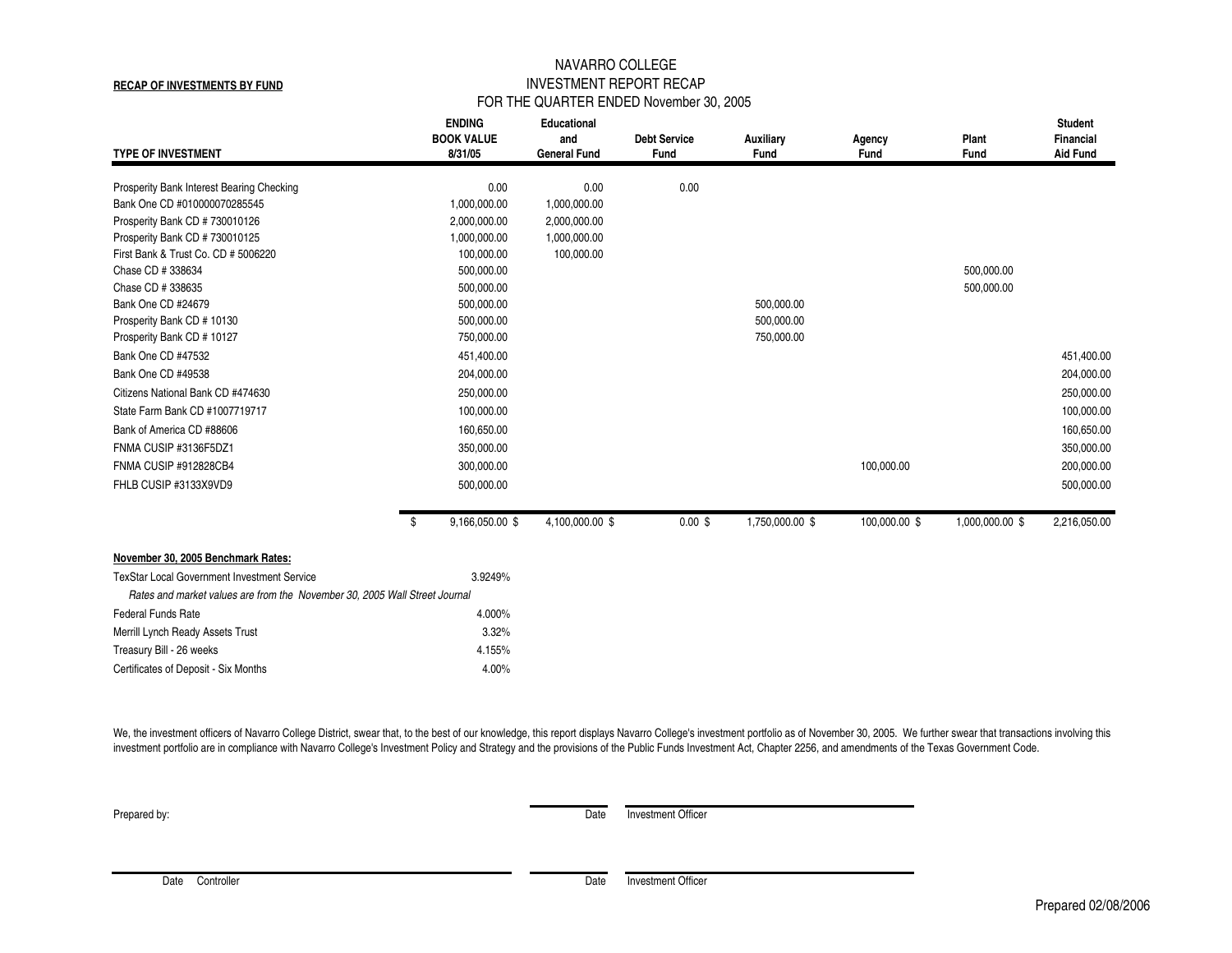**RECAP OF INVESTMENTS BY FUND**

# NAVARRO COLLEGE
## INVESTMENT REPORT RECAP
### FOR THE QUARTER ENDED November 30, 2005

| TYPE OF INVESTMENT | ENDING BOOK VALUE 8/31/05 | Educational and General Fund | Debt Service Fund | Auxiliary Fund | Agency Fund | Plant Fund | Student Financial Aid Fund |
|---|---|---|---|---|---|---|---|
| Prosperity Bank Interest Bearing Checking | 0.00 | 0.00 | 0.00 | | | | |
| Bank One CD #010000070285545 | 1,000,000.00 | 1,000,000.00 | | | | | |
| Prosperity Bank CD # 730010126 | 2,000,000.00 | 2,000,000.00 | | | | | |
| Prosperity Bank CD # 730010125 | 1,000,000.00 | 1,000,000.00 | | | | | |
| First Bank & Trust Co. CD # 5006220 | 100,000.00 | 100,000.00 | | | | | |
| Chase CD # 338634 | 500,000.00 | | | | | 500,000.00 | |
| Chase CD # 338635 | 500,000.00 | | | | | 500,000.00 | |
| Bank One CD #24679 | 500,000.00 | | | 500,000.00 | | | |
| Prosperity Bank CD # 10130 | 500,000.00 | | | 500,000.00 | | | |
| Prosperity Bank CD # 10127 | 750,000.00 | | | 750,000.00 | | | |
| Bank One CD #47532 | 451,400.00 | | | | | | 451,400.00 |
| Bank One CD #49538 | 204,000.00 | | | | | | 204,000.00 |
| Citizens National Bank CD #474630 | 250,000.00 | | | | | | 250,000.00 |
| State Farm Bank CD #1007719717 | 100,000.00 | | | | | | 100,000.00 |
| Bank of America CD #88606 | 160,650.00 | | | | | | 160,650.00 |
| FNMA CUSIP #3136F5DZ1 | 350,000.00 | | | | | | 350,000.00 |
| FNMA CUSIP #912828CB4 | 300,000.00 | | | | 100,000.00 | | 200,000.00 |
| FHLB CUSIP #3133X9VD9 | 500,000.00 | | | | | | 500,000.00 |
| | $ 9,166,050.00 | $ 4,100,000.00 | $ 0.00 | $ 1,750,000.00 | $ 100,000.00 | $ 1,000,000.00 | $ 2,216,050.00 |

**November 30, 2005 Benchmark Rates:**

| | |
|---|---|
| TexStar Local Government Investment Service | 3.9249% |
| *Rates and market values are from the November 30, 2005 Wall Street Journal* | |
| Federal Funds Rate | 4.000% |
| Merrill Lynch Ready Assets Trust | 3.32% |
| Treasury Bill - 26 weeks | 4.155% |
| Certificates of Deposit - Six Months | 4.00% |

We, the investment officers of Navarro College District, swear that, to the best of our knowledge, this report displays Navarro College's investment portfolio as of November 30, 2005. We further swear that transactions involving this investment portfolio are in compliance with Navarro College's Investment Policy and Strategy and the provisions of the Public Funds Investment Act, Chapter 2256, and amendments of the Texas Government Code.

Prepared by: ______________________ Date ______ Investment Officer ______________________

______________________ Date Controller ______ Date ______ Investment Officer ______________________

Prepared 02/08/2006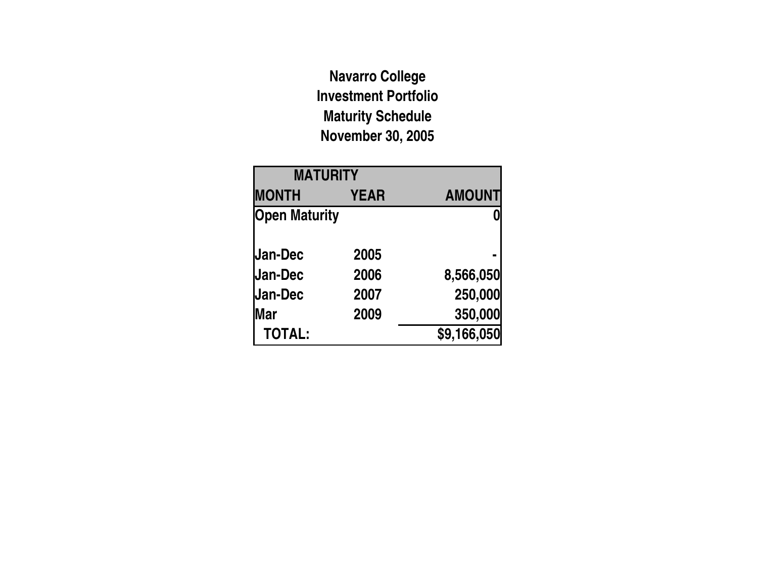# Navarro College
## Investment Portfolio
## Maturity Schedule
## November 30, 2005

| MATURITY | | |
|---|---|---|
| **MONTH** | **YEAR** | **AMOUNT** |
| **Open Maturity** | | **0** |
| | | |
| **Jan-Dec** | **2005** | **-** |
| **Jan-Dec** | **2006** | **8,566,050** |
| **Jan-Dec** | **2007** | **250,000** |
| **Mar** | **2009** | **350,000** |
| **TOTAL:** | | **$9,166,050** |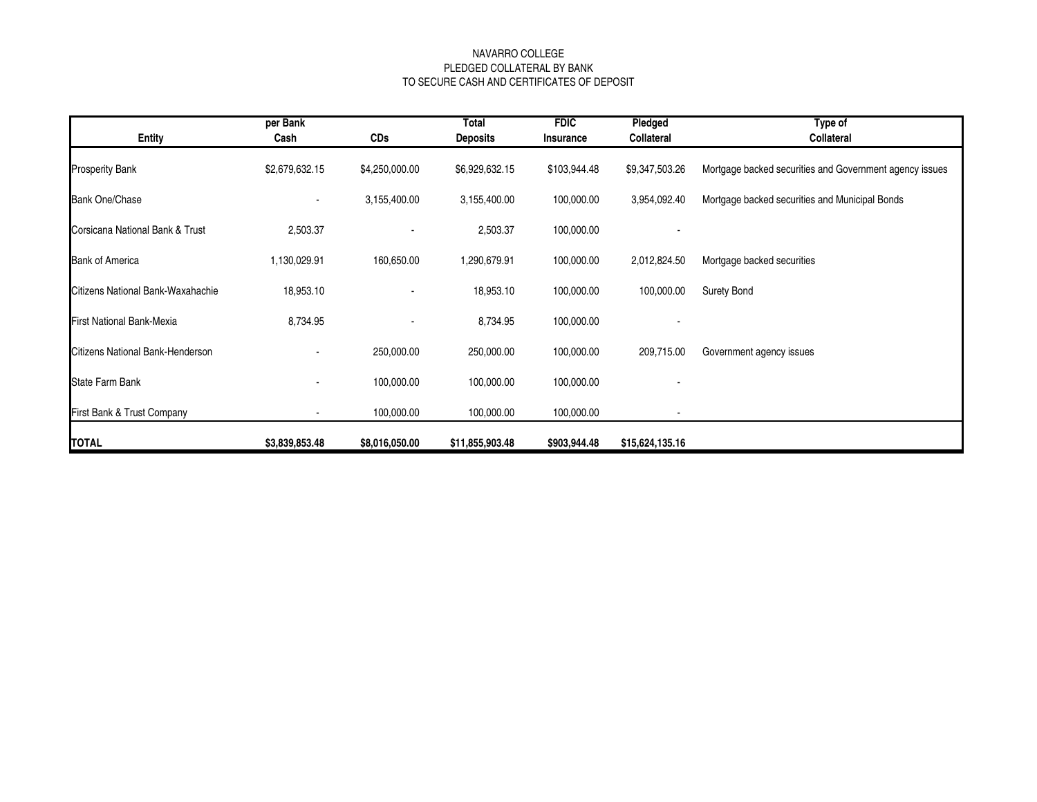NAVARRO COLLEGE
PLEDGED COLLATERAL BY BANK
TO SECURE CASH AND CERTIFICATES OF DEPOSIT

| Entity | per Bank Cash | CDs | Total Deposits | FDIC Insurance | Pledged Collateral | Type of Collateral |
|---|---|---|---|---|---|---|
| Prosperity Bank | $2,679,632.15 | $4,250,000.00 | $6,929,632.15 | $103,944.48 | $9,347,503.26 | Mortgage backed securities and Government agency issues |
| Bank One/Chase | - | 3,155,400.00 | 3,155,400.00 | 100,000.00 | 3,954,092.40 | Mortgage backed securities and Municipal Bonds |
| Corsicana National Bank & Trust | 2,503.37 | - | 2,503.37 | 100,000.00 | - | |
| Bank of America | 1,130,029.91 | 160,650.00 | 1,290,679.91 | 100,000.00 | 2,012,824.50 | Mortgage backed securities |
| Citizens National Bank-Waxahachie | 18,953.10 | - | 18,953.10 | 100,000.00 | 100,000.00 | Surety Bond |
| First National Bank-Mexia | 8,734.95 | - | 8,734.95 | 100,000.00 | - | |
| Citizens National Bank-Henderson | - | 250,000.00 | 250,000.00 | 100,000.00 | 209,715.00 | Government agency issues |
| State Farm Bank | - | 100,000.00 | 100,000.00 | 100,000.00 | - | |
| First Bank & Trust Company | - | 100,000.00 | 100,000.00 | 100,000.00 | - | |
| **TOTAL** | **$3,839,853.48** | **$8,016,050.00** | **$11,855,903.48** | **$903,944.48** | **$15,624,135.16** | |